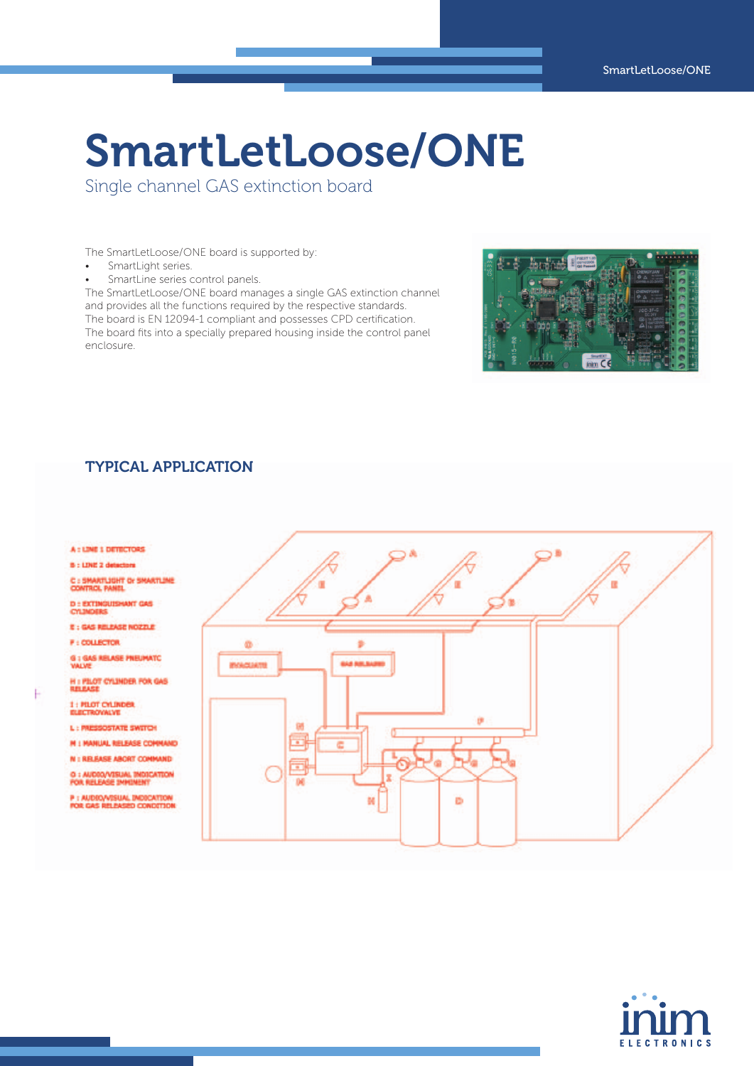# SmartLetLoose/ONE

Single channel GAS extinction board

The SmartLetLoose/ONE board is supported by:

- SmartLight series.
- SmartLine series control panels.

The SmartLetLoose/ONE board manages a single GAS extinction channel and provides all the functions required by the respective standards.
The board is EN 12094-1 compliant and possesses CPD certification.
The board fits into a specially prepared housing inside the control panel enclosure.

## TYPICAL APPLICATION

A : LINE 1 DETECTORS
B : LINE 2 detectors
C : SMARTLIGHT Or SMARTLINE CONTROL PANEL
D : EXTINGUISHANT GAS CYLINDERS
E : GAS RELEASE NOZZLE
F : COLLECTOR
G : GAS RELEASE PNEUMATC VALVE
H : PILOT CYLINDER FOR GAS RELEASE
I : PILOT CYLINDER ELECTROVALVE
L : PRESSOSTATE SWITCH
M : MANUAL RELEASE COMMAND
N : RELEASE ABORT COMMAND
O : AUDIO/VISUAL INDICATION FOR RELEASE IMMINENT
P : AUDIO/VISUAL INDICATION FOR GAS RELEASED CONDITION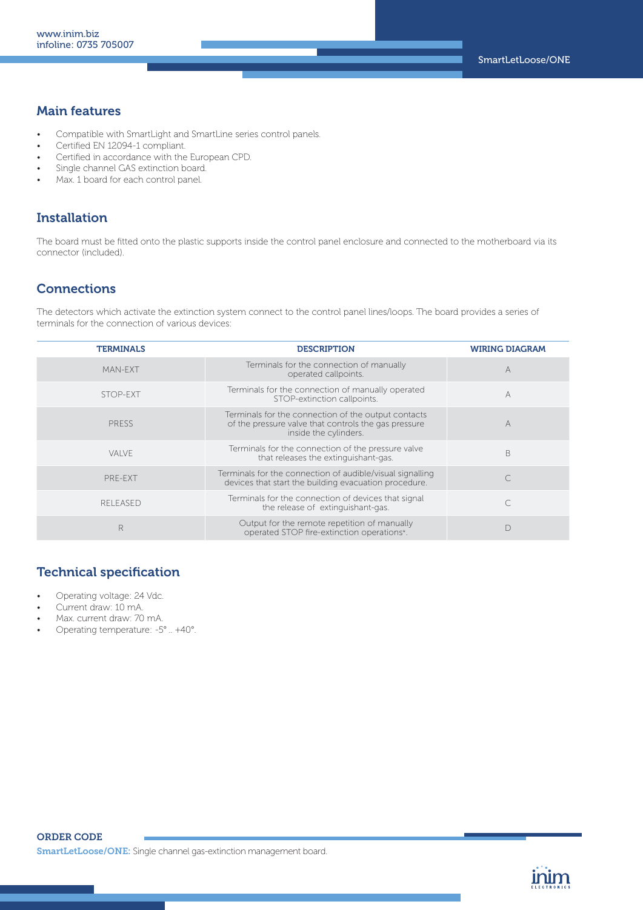## Main features

- Compatible with SmartLight and SmartLine series control panels.
- Certified EN 12094-1 compliant.
- Certified in accordance with the European CPD.
- Single channel GAS extinction board.
- Max. 1 board for each control panel.

## Installation

The board must be fitted onto the plastic supports inside the control panel enclosure and connected to the motherboard via its connector (included).

## Connections

The detectors which activate the extinction system connect to the control panel lines/loops. The board provides a series of terminals for the connection of various devices:

| TERMINALS | DESCRIPTION | WIRING DIAGRAM |
|---|---|---|
| MAN-EXT | Terminals for the connection of manually operated callpoints. | A |
| STOP-EXT | Terminals for the connection of manually operated STOP-extinction callpoints. | A |
| PRESS | Terminals for the connection of the output contacts of the pressure valve that controls the gas pressure inside the cylinders. | A |
| VALVE | Terminals for the connection of the pressure valve that releases the extinguishant-gas. | B |
| PRE-EXT | Terminals for the connection of audible/visual signalling devices that start the building evacuation procedure. | C |
| RELEASED | Terminals for the connection of devices that signal the release of extinguishant-gas. | C |
| R | Output for the remote repetition of manually operated STOP fire-extinction operations*. | D |

## Technical specification

- Operating voltage: 24 Vdc.
- Current draw: 10 mA.
- Max. current draw: 70 mA.
- Operating temperature: -5° .. +40°.

**ORDER CODE**

**SmartLetLoose/ONE:** Single channel gas-extinction management board.